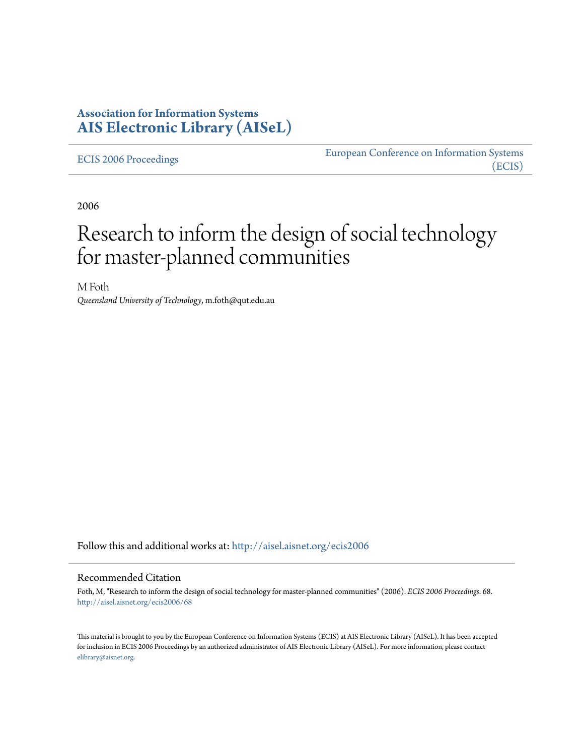**Association for Information Systems**
**AIS Electronic Library (AISeL)**

ECIS 2006 Proceedings | European Conference on Information Systems (ECIS)

2006

# Research to inform the design of social technology for master-planned communities

M Foth
*Queensland University of Technology*, m.foth@qut.edu.au

Follow this and additional works at: http://aisel.aisnet.org/ecis2006

## Recommended Citation

Foth, M, "Research to inform the design of social technology for master-planned communities" (2006). *ECIS 2006 Proceedings*. 68.
http://aisel.aisnet.org/ecis2006/68

This material is brought to you by the European Conference on Information Systems (ECIS) at AIS Electronic Library (AISeL). It has been accepted for inclusion in ECIS 2006 Proceedings by an authorized administrator of AIS Electronic Library (AISeL). For more information, please contact elibrary@aisnet.org.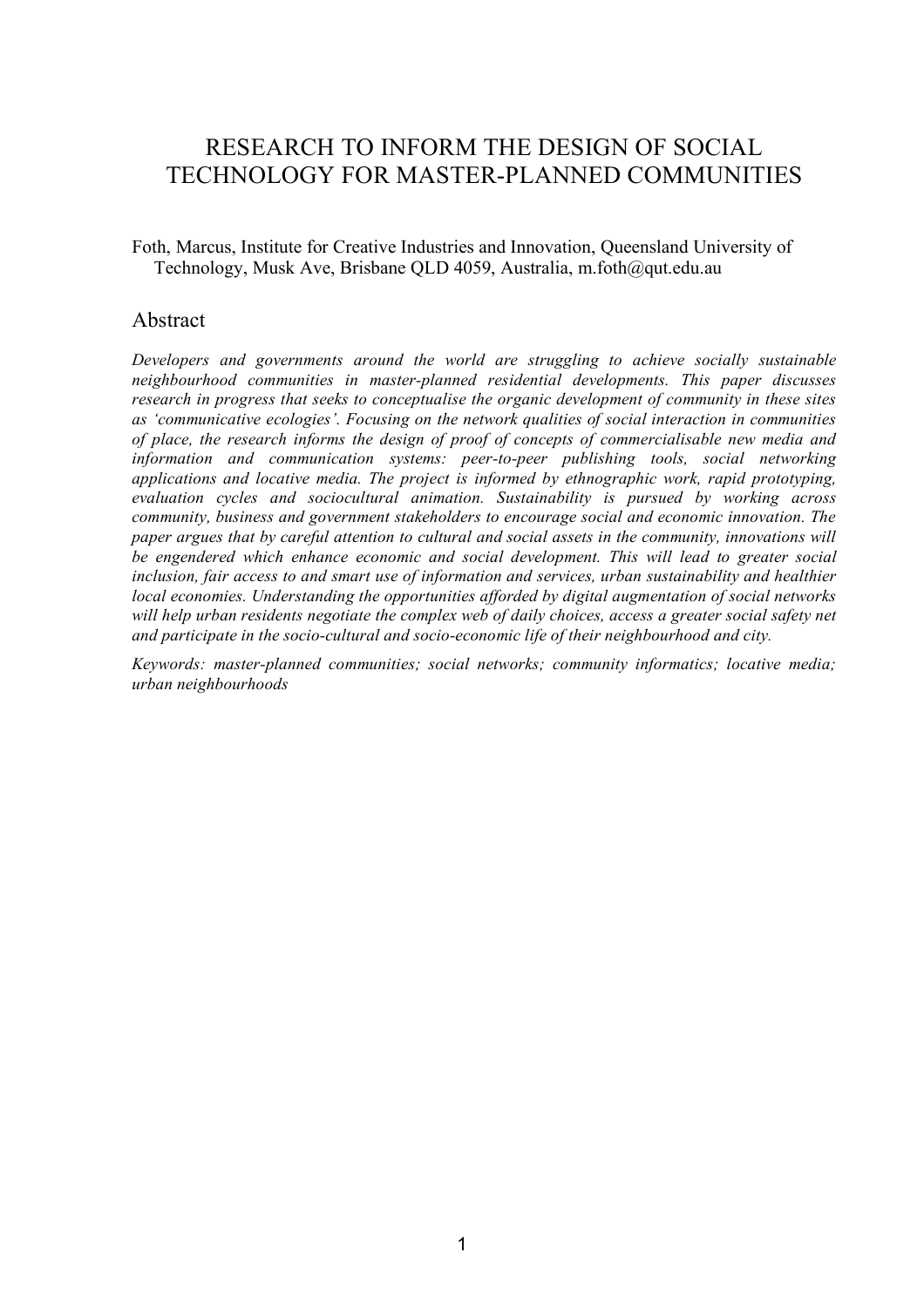# RESEARCH TO INFORM THE DESIGN OF SOCIAL TECHNOLOGY FOR MASTER-PLANNED COMMUNITIES

Foth, Marcus, Institute for Creative Industries and Innovation, Queensland University of Technology, Musk Ave, Brisbane QLD 4059, Australia, m.foth@qut.edu.au

## Abstract

*Developers and governments around the world are struggling to achieve socially sustainable neighbourhood communities in master-planned residential developments. This paper discusses research in progress that seeks to conceptualise the organic development of community in these sites as 'communicative ecologies'. Focusing on the network qualities of social interaction in communities of place, the research informs the design of proof of concepts of commercialisable new media and information and communication systems: peer-to-peer publishing tools, social networking applications and locative media. The project is informed by ethnographic work, rapid prototyping, evaluation cycles and sociocultural animation. Sustainability is pursued by working across community, business and government stakeholders to encourage social and economic innovation. The paper argues that by careful attention to cultural and social assets in the community, innovations will be engendered which enhance economic and social development. This will lead to greater social inclusion, fair access to and smart use of information and services, urban sustainability and healthier local economies. Understanding the opportunities afforded by digital augmentation of social networks will help urban residents negotiate the complex web of daily choices, access a greater social safety net and participate in the socio-cultural and socio-economic life of their neighbourhood and city.*

*Keywords: master-planned communities; social networks; community informatics; locative media; urban neighbourhoods*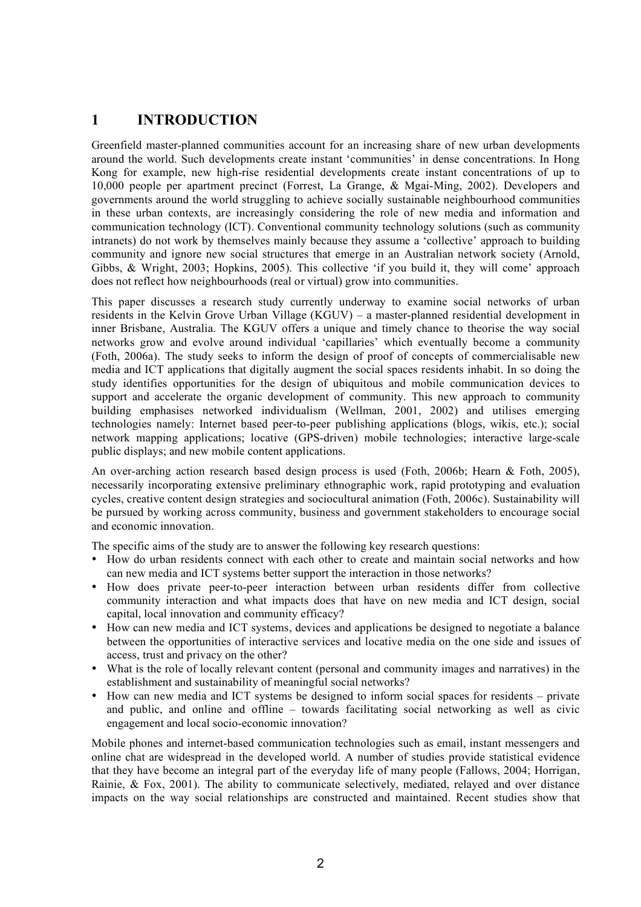# 1 INTRODUCTION

Greenfield master-planned communities account for an increasing share of new urban developments around the world. Such developments create instant 'communities' in dense concentrations. In Hong Kong for example, new high-rise residential developments create instant concentrations of up to 10,000 people per apartment precinct (Forrest, La Grange, & Mgai-Ming, 2002). Developers and governments around the world struggling to achieve socially sustainable neighbourhood communities in these urban contexts, are increasingly considering the role of new media and information and communication technology (ICT). Conventional community technology solutions (such as community intranets) do not work by themselves mainly because they assume a 'collective' approach to building community and ignore new social structures that emerge in an Australian network society (Arnold, Gibbs, & Wright, 2003; Hopkins, 2005). This collective 'if you build it, they will come' approach does not reflect how neighbourhoods (real or virtual) grow into communities.

This paper discusses a research study currently underway to examine social networks of urban residents in the Kelvin Grove Urban Village (KGUV) – a master-planned residential development in inner Brisbane, Australia. The KGUV offers a unique and timely chance to theorise the way social networks grow and evolve around individual 'capillaries' which eventually become a community (Foth, 2006a). The study seeks to inform the design of proof of concepts of commercialisable new media and ICT applications that digitally augment the social spaces residents inhabit. In so doing the study identifies opportunities for the design of ubiquitous and mobile communication devices to support and accelerate the organic development of community. This new approach to community building emphasises networked individualism (Wellman, 2001, 2002) and utilises emerging technologies namely: Internet based peer-to-peer publishing applications (blogs, wikis, etc.); social network mapping applications; locative (GPS-driven) mobile technologies; interactive large-scale public displays; and new mobile content applications.

An over-arching action research based design process is used (Foth, 2006b; Hearn & Foth, 2005), necessarily incorporating extensive preliminary ethnographic work, rapid prototyping and evaluation cycles, creative content design strategies and sociocultural animation (Foth, 2006c). Sustainability will be pursued by working across community, business and government stakeholders to encourage social and economic innovation.

The specific aims of the study are to answer the following key research questions:

- How do urban residents connect with each other to create and maintain social networks and how can new media and ICT systems better support the interaction in those networks?
- How does private peer-to-peer interaction between urban residents differ from collective community interaction and what impacts does that have on new media and ICT design, social capital, local innovation and community efficacy?
- How can new media and ICT systems, devices and applications be designed to negotiate a balance between the opportunities of interactive services and locative media on the one side and issues of access, trust and privacy on the other?
- What is the role of locally relevant content (personal and community images and narratives) in the establishment and sustainability of meaningful social networks?
- How can new media and ICT systems be designed to inform social spaces for residents – private and public, and online and offline – towards facilitating social networking as well as civic engagement and local socio-economic innovation?

Mobile phones and internet-based communication technologies such as email, instant messengers and online chat are widespread in the developed world. A number of studies provide statistical evidence that they have become an integral part of the everyday life of many people (Fallows, 2004; Horrigan, Rainie, & Fox, 2001). The ability to communicate selectively, mediated, relayed and over distance impacts on the way social relationships are constructed and maintained. Recent studies show that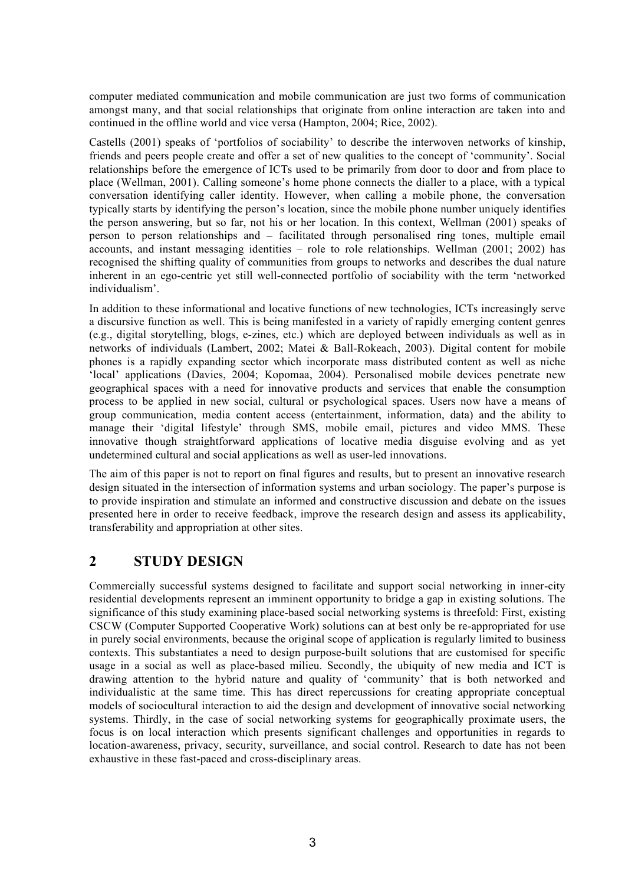computer mediated communication and mobile communication are just two forms of communication amongst many, and that social relationships that originate from online interaction are taken into and continued in the offline world and vice versa (Hampton, 2004; Rice, 2002).

Castells (2001) speaks of 'portfolios of sociability' to describe the interwoven networks of kinship, friends and peers people create and offer a set of new qualities to the concept of 'community'. Social relationships before the emergence of ICTs used to be primarily from door to door and from place to place (Wellman, 2001). Calling someone's home phone connects the dialler to a place, with a typical conversation identifying caller identity. However, when calling a mobile phone, the conversation typically starts by identifying the person's location, since the mobile phone number uniquely identifies the person answering, but so far, not his or her location. In this context, Wellman (2001) speaks of person to person relationships and – facilitated through personalised ring tones, multiple email accounts, and instant messaging identities – role to role relationships. Wellman (2001; 2002) has recognised the shifting quality of communities from groups to networks and describes the dual nature inherent in an ego-centric yet still well-connected portfolio of sociability with the term 'networked individualism'.

In addition to these informational and locative functions of new technologies, ICTs increasingly serve a discursive function as well. This is being manifested in a variety of rapidly emerging content genres (e.g., digital storytelling, blogs, e-zines, etc.) which are deployed between individuals as well as in networks of individuals (Lambert, 2002; Matei & Ball-Rokeach, 2003). Digital content for mobile phones is a rapidly expanding sector which incorporate mass distributed content as well as niche 'local' applications (Davies, 2004; Kopomaa, 2004). Personalised mobile devices penetrate new geographical spaces with a need for innovative products and services that enable the consumption process to be applied in new social, cultural or psychological spaces. Users now have a means of group communication, media content access (entertainment, information, data) and the ability to manage their 'digital lifestyle' through SMS, mobile email, pictures and video MMS. These innovative though straightforward applications of locative media disguise evolving and as yet undetermined cultural and social applications as well as user-led innovations.

The aim of this paper is not to report on final figures and results, but to present an innovative research design situated in the intersection of information systems and urban sociology. The paper's purpose is to provide inspiration and stimulate an informed and constructive discussion and debate on the issues presented here in order to receive feedback, improve the research design and assess its applicability, transferability and appropriation at other sites.

## 2 STUDY DESIGN

Commercially successful systems designed to facilitate and support social networking in inner-city residential developments represent an imminent opportunity to bridge a gap in existing solutions. The significance of this study examining place-based social networking systems is threefold: First, existing CSCW (Computer Supported Cooperative Work) solutions can at best only be re-appropriated for use in purely social environments, because the original scope of application is regularly limited to business contexts. This substantiates a need to design purpose-built solutions that are customised for specific usage in a social as well as place-based milieu. Secondly, the ubiquity of new media and ICT is drawing attention to the hybrid nature and quality of 'community' that is both networked and individualistic at the same time. This has direct repercussions for creating appropriate conceptual models of sociocultural interaction to aid the design and development of innovative social networking systems. Thirdly, in the case of social networking systems for geographically proximate users, the focus is on local interaction which presents significant challenges and opportunities in regards to location-awareness, privacy, security, surveillance, and social control. Research to date has not been exhaustive in these fast-paced and cross-disciplinary areas.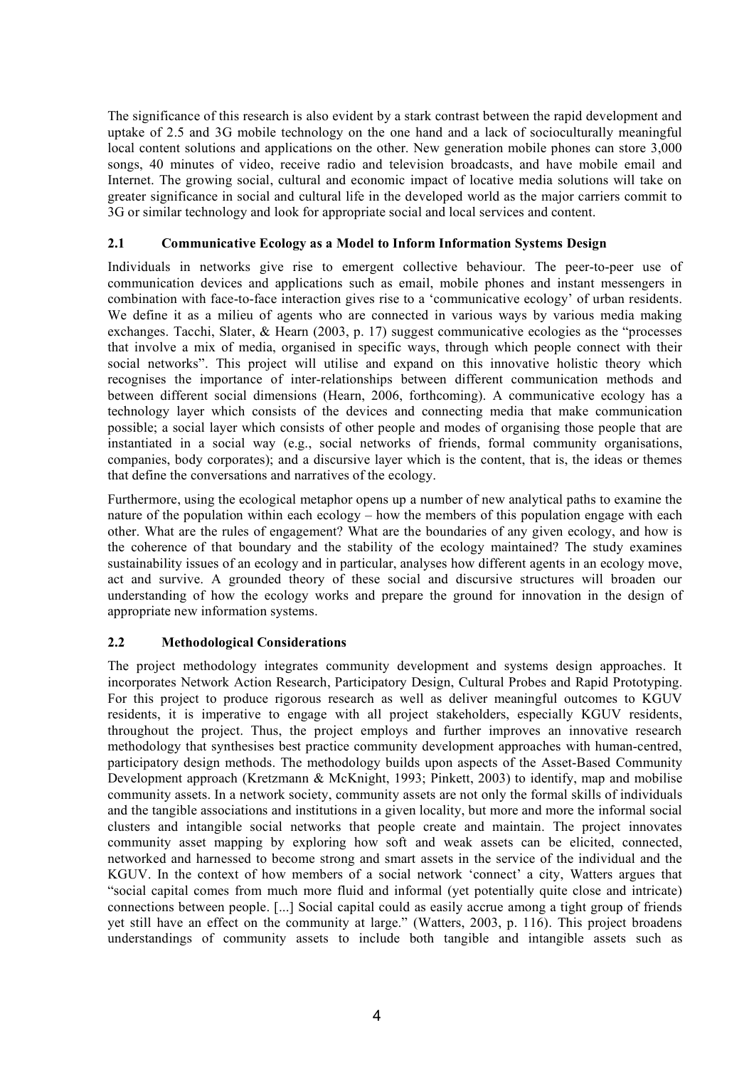The significance of this research is also evident by a stark contrast between the rapid development and uptake of 2.5 and 3G mobile technology on the one hand and a lack of socioculturally meaningful local content solutions and applications on the other. New generation mobile phones can store 3,000 songs, 40 minutes of video, receive radio and television broadcasts, and have mobile email and Internet. The growing social, cultural and economic impact of locative media solutions will take on greater significance in social and cultural life in the developed world as the major carriers commit to 3G or similar technology and look for appropriate social and local services and content.

### 2.1 Communicative Ecology as a Model to Inform Information Systems Design

Individuals in networks give rise to emergent collective behaviour. The peer-to-peer use of communication devices and applications such as email, mobile phones and instant messengers in combination with face-to-face interaction gives rise to a 'communicative ecology' of urban residents. We define it as a milieu of agents who are connected in various ways by various media making exchanges. Tacchi, Slater, & Hearn (2003, p. 17) suggest communicative ecologies as the "processes that involve a mix of media, organised in specific ways, through which people connect with their social networks". This project will utilise and expand on this innovative holistic theory which recognises the importance of inter-relationships between different communication methods and between different social dimensions (Hearn, 2006, forthcoming). A communicative ecology has a technology layer which consists of the devices and connecting media that make communication possible; a social layer which consists of other people and modes of organising those people that are instantiated in a social way (e.g., social networks of friends, formal community organisations, companies, body corporates); and a discursive layer which is the content, that is, the ideas or themes that define the conversations and narratives of the ecology.

Furthermore, using the ecological metaphor opens up a number of new analytical paths to examine the nature of the population within each ecology – how the members of this population engage with each other. What are the rules of engagement? What are the boundaries of any given ecology, and how is the coherence of that boundary and the stability of the ecology maintained? The study examines sustainability issues of an ecology and in particular, analyses how different agents in an ecology move, act and survive. A grounded theory of these social and discursive structures will broaden our understanding of how the ecology works and prepare the ground for innovation in the design of appropriate new information systems.

### 2.2 Methodological Considerations

The project methodology integrates community development and systems design approaches. It incorporates Network Action Research, Participatory Design, Cultural Probes and Rapid Prototyping. For this project to produce rigorous research as well as deliver meaningful outcomes to KGUV residents, it is imperative to engage with all project stakeholders, especially KGUV residents, throughout the project. Thus, the project employs and further improves an innovative research methodology that synthesises best practice community development approaches with human-centred, participatory design methods. The methodology builds upon aspects of the Asset-Based Community Development approach (Kretzmann & McKnight, 1993; Pinkett, 2003) to identify, map and mobilise community assets. In a network society, community assets are not only the formal skills of individuals and the tangible associations and institutions in a given locality, but more and more the informal social clusters and intangible social networks that people create and maintain. The project innovates community asset mapping by exploring how soft and weak assets can be elicited, connected, networked and harnessed to become strong and smart assets in the service of the individual and the KGUV. In the context of how members of a social network 'connect' a city, Watters argues that "social capital comes from much more fluid and informal (yet potentially quite close and intricate) connections between people. [...] Social capital could as easily accrue among a tight group of friends yet still have an effect on the community at large." (Watters, 2003, p. 116). This project broadens understandings of community assets to include both tangible and intangible assets such as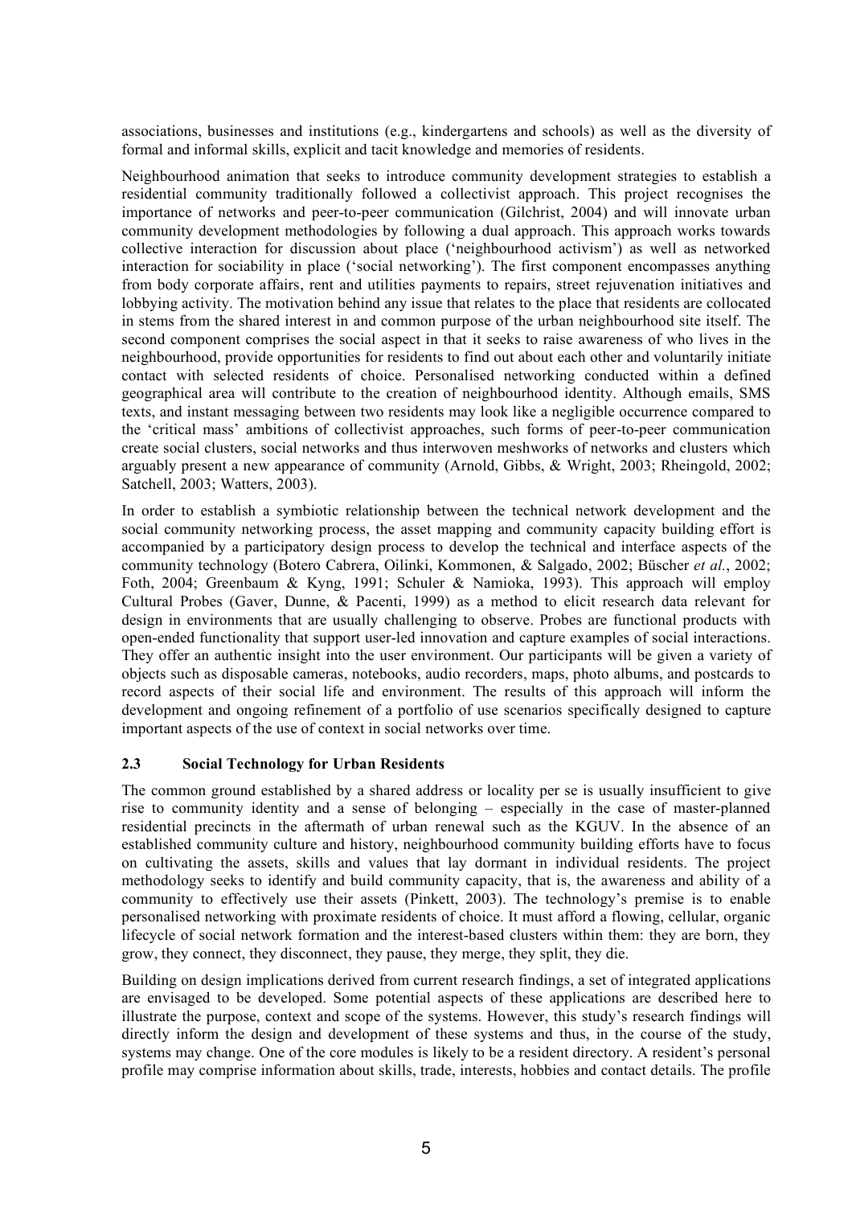associations, businesses and institutions (e.g., kindergartens and schools) as well as the diversity of formal and informal skills, explicit and tacit knowledge and memories of residents.

Neighbourhood animation that seeks to introduce community development strategies to establish a residential community traditionally followed a collectivist approach. This project recognises the importance of networks and peer-to-peer communication (Gilchrist, 2004) and will innovate urban community development methodologies by following a dual approach. This approach works towards collective interaction for discussion about place ('neighbourhood activism') as well as networked interaction for sociability in place ('social networking'). The first component encompasses anything from body corporate affairs, rent and utilities payments to repairs, street rejuvenation initiatives and lobbying activity. The motivation behind any issue that relates to the place that residents are collocated in stems from the shared interest in and common purpose of the urban neighbourhood site itself. The second component comprises the social aspect in that it seeks to raise awareness of who lives in the neighbourhood, provide opportunities for residents to find out about each other and voluntarily initiate contact with selected residents of choice. Personalised networking conducted within a defined geographical area will contribute to the creation of neighbourhood identity. Although emails, SMS texts, and instant messaging between two residents may look like a negligible occurrence compared to the 'critical mass' ambitions of collectivist approaches, such forms of peer-to-peer communication create social clusters, social networks and thus interwoven meshworks of networks and clusters which arguably present a new appearance of community (Arnold, Gibbs, & Wright, 2003; Rheingold, 2002; Satchell, 2003; Watters, 2003).

In order to establish a symbiotic relationship between the technical network development and the social community networking process, the asset mapping and community capacity building effort is accompanied by a participatory design process to develop the technical and interface aspects of the community technology (Botero Cabrera, Oilinki, Kommonen, & Salgado, 2002; Büscher *et al.*, 2002; Foth, 2004; Greenbaum & Kyng, 1991; Schuler & Namioka, 1993). This approach will employ Cultural Probes (Gaver, Dunne, & Pacenti, 1999) as a method to elicit research data relevant for design in environments that are usually challenging to observe. Probes are functional products with open-ended functionality that support user-led innovation and capture examples of social interactions. They offer an authentic insight into the user environment. Our participants will be given a variety of objects such as disposable cameras, notebooks, audio recorders, maps, photo albums, and postcards to record aspects of their social life and environment. The results of this approach will inform the development and ongoing refinement of a portfolio of use scenarios specifically designed to capture important aspects of the use of context in social networks over time.

### 2.3 Social Technology for Urban Residents

The common ground established by a shared address or locality per se is usually insufficient to give rise to community identity and a sense of belonging – especially in the case of master-planned residential precincts in the aftermath of urban renewal such as the KGUV. In the absence of an established community culture and history, neighbourhood community building efforts have to focus on cultivating the assets, skills and values that lay dormant in individual residents. The project methodology seeks to identify and build community capacity, that is, the awareness and ability of a community to effectively use their assets (Pinkett, 2003). The technology's premise is to enable personalised networking with proximate residents of choice. It must afford a flowing, cellular, organic lifecycle of social network formation and the interest-based clusters within them: they are born, they grow, they connect, they disconnect, they pause, they merge, they split, they die.

Building on design implications derived from current research findings, a set of integrated applications are envisaged to be developed. Some potential aspects of these applications are described here to illustrate the purpose, context and scope of the systems. However, this study's research findings will directly inform the design and development of these systems and thus, in the course of the study, systems may change. One of the core modules is likely to be a resident directory. A resident's personal profile may comprise information about skills, trade, interests, hobbies and contact details. The profile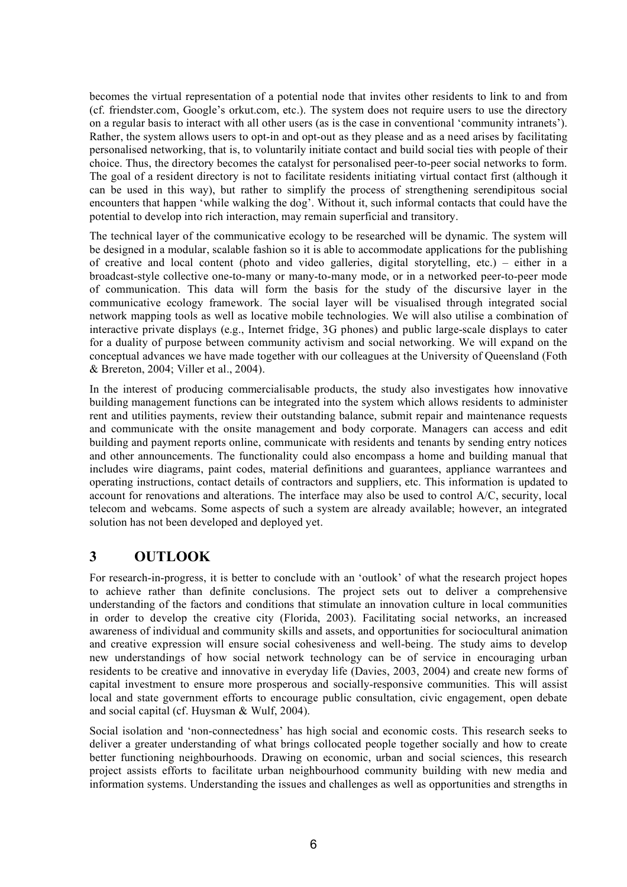becomes the virtual representation of a potential node that invites other residents to link to and from (cf. friendster.com, Google's orkut.com, etc.). The system does not require users to use the directory on a regular basis to interact with all other users (as is the case in conventional 'community intranets'). Rather, the system allows users to opt-in and opt-out as they please and as a need arises by facilitating personalised networking, that is, to voluntarily initiate contact and build social ties with people of their choice. Thus, the directory becomes the catalyst for personalised peer-to-peer social networks to form. The goal of a resident directory is not to facilitate residents initiating virtual contact first (although it can be used in this way), but rather to simplify the process of strengthening serendipitous social encounters that happen 'while walking the dog'. Without it, such informal contacts that could have the potential to develop into rich interaction, may remain superficial and transitory.

The technical layer of the communicative ecology to be researched will be dynamic. The system will be designed in a modular, scalable fashion so it is able to accommodate applications for the publishing of creative and local content (photo and video galleries, digital storytelling, etc.) – either in a broadcast-style collective one-to-many or many-to-many mode, or in a networked peer-to-peer mode of communication. This data will form the basis for the study of the discursive layer in the communicative ecology framework. The social layer will be visualised through integrated social network mapping tools as well as locative mobile technologies. We will also utilise a combination of interactive private displays (e.g., Internet fridge, 3G phones) and public large-scale displays to cater for a duality of purpose between community activism and social networking. We will expand on the conceptual advances we have made together with our colleagues at the University of Queensland (Foth & Brereton, 2004; Viller et al., 2004).

In the interest of producing commercialisable products, the study also investigates how innovative building management functions can be integrated into the system which allows residents to administer rent and utilities payments, review their outstanding balance, submit repair and maintenance requests and communicate with the onsite management and body corporate. Managers can access and edit building and payment reports online, communicate with residents and tenants by sending entry notices and other announcements. The functionality could also encompass a home and building manual that includes wire diagrams, paint codes, material definitions and guarantees, appliance warrantees and operating instructions, contact details of contractors and suppliers, etc. This information is updated to account for renovations and alterations. The interface may also be used to control A/C, security, local telecom and webcams. Some aspects of such a system are already available; however, an integrated solution has not been developed and deployed yet.

# 3 OUTLOOK

For research-in-progress, it is better to conclude with an 'outlook' of what the research project hopes to achieve rather than definite conclusions. The project sets out to deliver a comprehensive understanding of the factors and conditions that stimulate an innovation culture in local communities in order to develop the creative city (Florida, 2003). Facilitating social networks, an increased awareness of individual and community skills and assets, and opportunities for sociocultural animation and creative expression will ensure social cohesiveness and well-being. The study aims to develop new understandings of how social network technology can be of service in encouraging urban residents to be creative and innovative in everyday life (Davies, 2003, 2004) and create new forms of capital investment to ensure more prosperous and socially-responsive communities. This will assist local and state government efforts to encourage public consultation, civic engagement, open debate and social capital (cf. Huysman & Wulf, 2004).

Social isolation and 'non-connectedness' has high social and economic costs. This research seeks to deliver a greater understanding of what brings collocated people together socially and how to create better functioning neighbourhoods. Drawing on economic, urban and social sciences, this research project assists efforts to facilitate urban neighbourhood community building with new media and information systems. Understanding the issues and challenges as well as opportunities and strengths in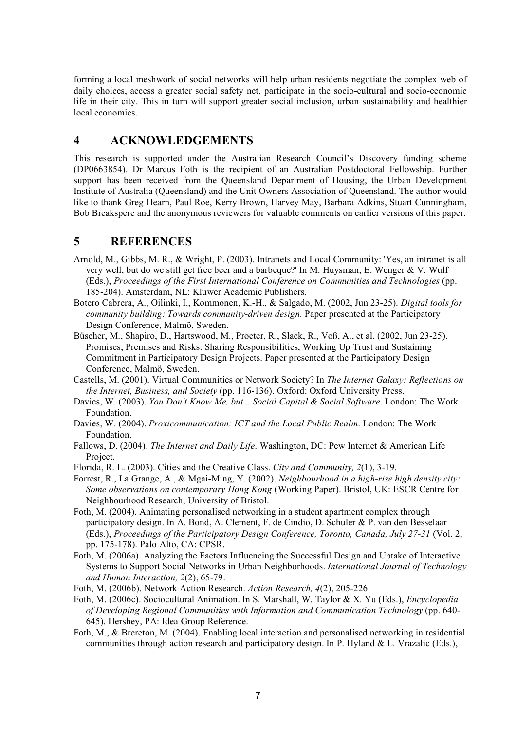forming a local meshwork of social networks will help urban residents negotiate the complex web of daily choices, access a greater social safety net, participate in the socio-cultural and socio-economic life in their city. This in turn will support greater social inclusion, urban sustainability and healthier local economies.

# 4 ACKNOWLEDGEMENTS

This research is supported under the Australian Research Council's Discovery funding scheme (DP0663854). Dr Marcus Foth is the recipient of an Australian Postdoctoral Fellowship. Further support has been received from the Queensland Department of Housing, the Urban Development Institute of Australia (Queensland) and the Unit Owners Association of Queensland. The author would like to thank Greg Hearn, Paul Roe, Kerry Brown, Harvey May, Barbara Adkins, Stuart Cunningham, Bob Breakspere and the anonymous reviewers for valuable comments on earlier versions of this paper.

# 5 REFERENCES

Arnold, M., Gibbs, M. R., & Wright, P. (2003). Intranets and Local Community: 'Yes, an intranet is all very well, but do we still get free beer and a barbeque?' In M. Huysman, E. Wenger & V. Wulf (Eds.), *Proceedings of the First International Conference on Communities and Technologies* (pp. 185-204). Amsterdam, NL: Kluwer Academic Publishers.

Botero Cabrera, A., Oilinki, I., Kommonen, K.-H., & Salgado, M. (2002, Jun 23-25). *Digital tools for community building: Towards community-driven design*. Paper presented at the Participatory Design Conference, Malmö, Sweden.

Büscher, M., Shapiro, D., Hartswood, M., Procter, R., Slack, R., Voß, A., et al. (2002, Jun 23-25). Promises, Premises and Risks: Sharing Responsibilities, Working Up Trust and Sustaining Commitment in Participatory Design Projects. Paper presented at the Participatory Design Conference, Malmö, Sweden.

Castells, M. (2001). Virtual Communities or Network Society? In *The Internet Galaxy: Reflections on the Internet, Business, and Society* (pp. 116-136). Oxford: Oxford University Press.

Davies, W. (2003). *You Don't Know Me, but... Social Capital & Social Software*. London: The Work Foundation.

Davies, W. (2004). *Proxicommunication: ICT and the Local Public Realm*. London: The Work Foundation.

Fallows, D. (2004). *The Internet and Daily Life*. Washington, DC: Pew Internet & American Life Project.

Florida, R. L. (2003). Cities and the Creative Class. *City and Community, 2*(1), 3-19.

Forrest, R., La Grange, A., & Mgai-Ming, Y. (2002). *Neighbourhood in a high-rise high density city: Some observations on contemporary Hong Kong* (Working Paper). Bristol, UK: ESCR Centre for Neighbourhood Research, University of Bristol.

Foth, M. (2004). Animating personalised networking in a student apartment complex through participatory design. In A. Bond, A. Clement, F. de Cindio, D. Schuler & P. van den Besselaar (Eds.), *Proceedings of the Participatory Design Conference, Toronto, Canada, July 27-31* (Vol. 2, pp. 175-178). Palo Alto, CA: CPSR.

Foth, M. (2006a). Analyzing the Factors Influencing the Successful Design and Uptake of Interactive Systems to Support Social Networks in Urban Neighborhoods. *International Journal of Technology and Human Interaction, 2*(2), 65-79.

Foth, M. (2006b). Network Action Research. *Action Research, 4*(2), 205-226.

Foth, M. (2006c). Sociocultural Animation. In S. Marshall, W. Taylor & X. Yu (Eds.), *Encyclopedia of Developing Regional Communities with Information and Communication Technology* (pp. 640-645). Hershey, PA: Idea Group Reference.

Foth, M., & Brereton, M. (2004). Enabling local interaction and personalised networking in residential communities through action research and participatory design. In P. Hyland & L. Vrazalic (Eds.),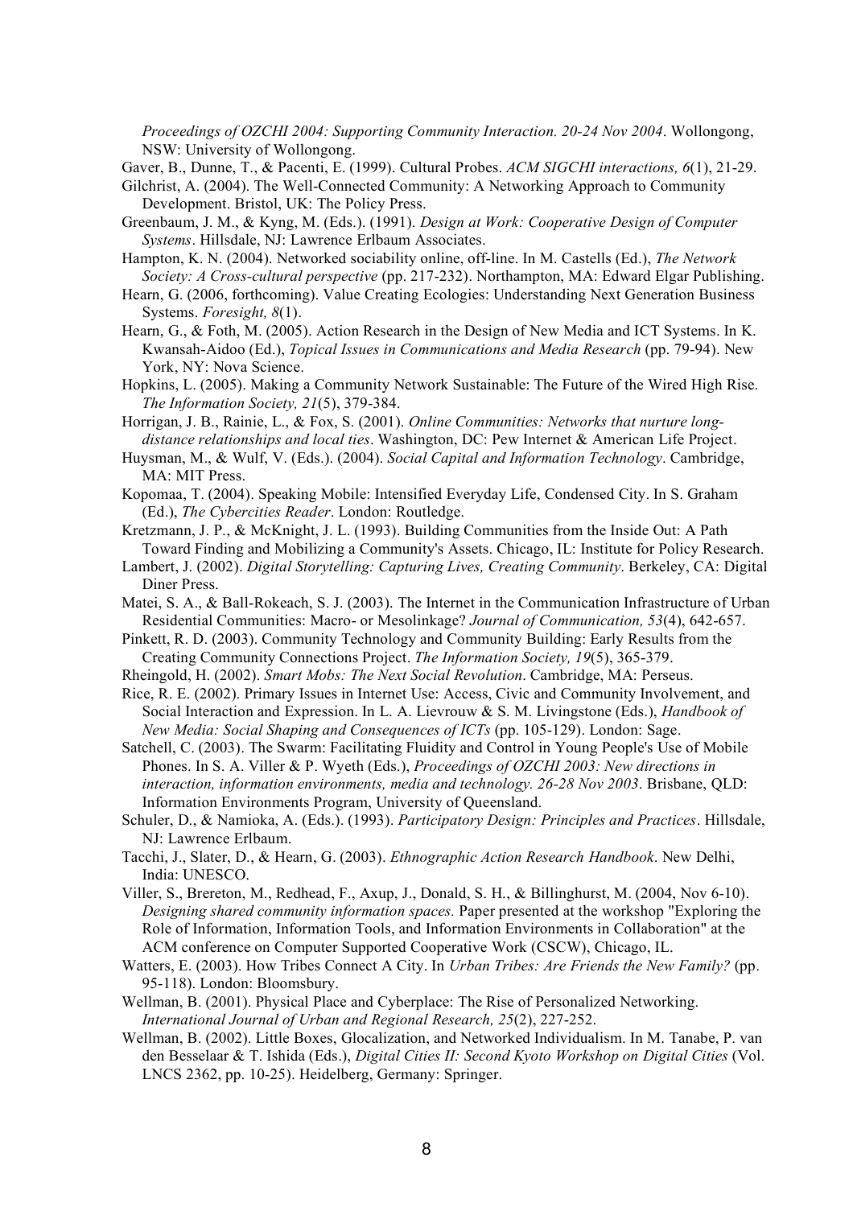*Proceedings of OZCHI 2004: Supporting Community Interaction. 20-24 Nov 2004*. Wollongong, NSW: University of Wollongong.

Gaver, B., Dunne, T., & Pacenti, E. (1999). Cultural Probes. *ACM SIGCHI interactions, 6*(1), 21-29.

Gilchrist, A. (2004). The Well-Connected Community: A Networking Approach to Community Development. Bristol, UK: The Policy Press.

Greenbaum, J. M., & Kyng, M. (Eds.). (1991). *Design at Work: Cooperative Design of Computer Systems*. Hillsdale, NJ: Lawrence Erlbaum Associates.

Hampton, K. N. (2004). Networked sociability online, off-line. In M. Castells (Ed.), *The Network Society: A Cross-cultural perspective* (pp. 217-232). Northampton, MA: Edward Elgar Publishing.

Hearn, G. (2006, forthcoming). Value Creating Ecologies: Understanding Next Generation Business Systems. *Foresight, 8*(1).

Hearn, G., & Foth, M. (2005). Action Research in the Design of New Media and ICT Systems. In K. Kwansah-Aidoo (Ed.), *Topical Issues in Communications and Media Research* (pp. 79-94). New York, NY: Nova Science.

Hopkins, L. (2005). Making a Community Network Sustainable: The Future of the Wired High Rise. *The Information Society, 21*(5), 379-384.

Horrigan, J. B., Rainie, L., & Fox, S. (2001). *Online Communities: Networks that nurture long-distance relationships and local ties*. Washington, DC: Pew Internet & American Life Project.

Huysman, M., & Wulf, V. (Eds.). (2004). *Social Capital and Information Technology*. Cambridge, MA: MIT Press.

Kopomaa, T. (2004). Speaking Mobile: Intensified Everyday Life, Condensed City. In S. Graham (Ed.), *The Cybercities Reader*. London: Routledge.

Kretzmann, J. P., & McKnight, J. L. (1993). Building Communities from the Inside Out: A Path Toward Finding and Mobilizing a Community's Assets. Chicago, IL: Institute for Policy Research.

Lambert, J. (2002). *Digital Storytelling: Capturing Lives, Creating Community*. Berkeley, CA: Digital Diner Press.

Matei, S. A., & Ball-Rokeach, S. J. (2003). The Internet in the Communication Infrastructure of Urban Residential Communities: Macro- or Mesolinkage? *Journal of Communication, 53*(4), 642-657.

Pinkett, R. D. (2003). Community Technology and Community Building: Early Results from the Creating Community Connections Project. *The Information Society, 19*(5), 365-379.

Rheingold, H. (2002). *Smart Mobs: The Next Social Revolution*. Cambridge, MA: Perseus.

Rice, R. E. (2002). Primary Issues in Internet Use: Access, Civic and Community Involvement, and Social Interaction and Expression. In L. A. Lievrouw & S. M. Livingstone (Eds.), *Handbook of New Media: Social Shaping and Consequences of ICTs* (pp. 105-129). London: Sage.

Satchell, C. (2003). The Swarm: Facilitating Fluidity and Control in Young People's Use of Mobile Phones. In S. A. Viller & P. Wyeth (Eds.), *Proceedings of OZCHI 2003: New directions in interaction, information environments, media and technology. 26-28 Nov 2003*. Brisbane, QLD: Information Environments Program, University of Queensland.

Schuler, D., & Namioka, A. (Eds.). (1993). *Participatory Design: Principles and Practices*. Hillsdale, NJ: Lawrence Erlbaum.

Tacchi, J., Slater, D., & Hearn, G. (2003). *Ethnographic Action Research Handbook*. New Delhi, India: UNESCO.

Viller, S., Brereton, M., Redhead, F., Axup, J., Donald, S. H., & Billinghurst, M. (2004, Nov 6-10). *Designing shared community information spaces.* Paper presented at the workshop "Exploring the Role of Information, Information Tools, and Information Environments in Collaboration" at the ACM conference on Computer Supported Cooperative Work (CSCW), Chicago, IL.

Watters, E. (2003). How Tribes Connect A City. In *Urban Tribes: Are Friends the New Family?* (pp. 95-118). London: Bloomsbury.

Wellman, B. (2001). Physical Place and Cyberplace: The Rise of Personalized Networking. *International Journal of Urban and Regional Research, 25*(2), 227-252.

Wellman, B. (2002). Little Boxes, Glocalization, and Networked Individualism. In M. Tanabe, P. van den Besselaar & T. Ishida (Eds.), *Digital Cities II: Second Kyoto Workshop on Digital Cities* (Vol. LNCS 2362, pp. 10-25). Heidelberg, Germany: Springer.